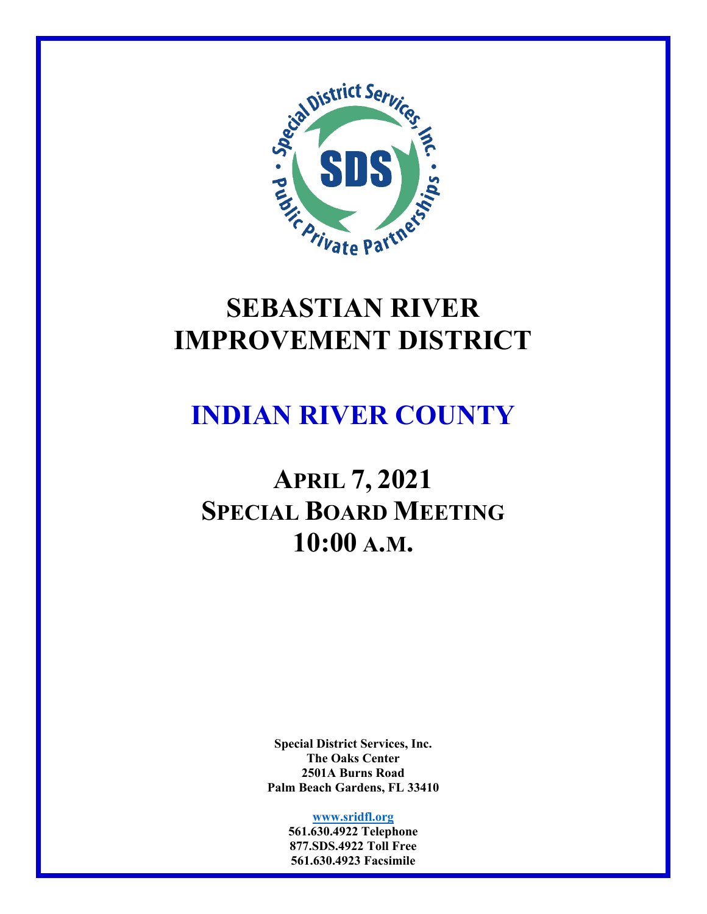# SEBASTIAN RIVER IMPROVEMENT DISTRICT

## INDIAN RIVER COUNTY

## APRIL 7, 2021
## SPECIAL BOARD MEETING
## 10:00 A.M.

**Special District Services, Inc.**
**The Oaks Center**
**2501A Burns Road**
**Palm Beach Gardens, FL 33410**

**www.sridfl.org**
**561.630.4922 Telephone**
**877.SDS.4922 Toll Free**
**561.630.4923 Facsimile**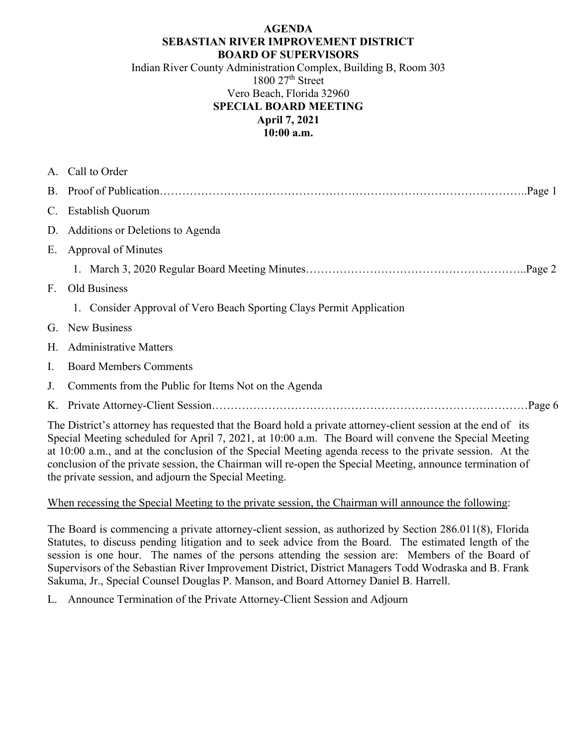**AGENDA**
**SEBASTIAN RIVER IMPROVEMENT DISTRICT**
**BOARD OF SUPERVISORS**

Indian River County Administration Complex, Building B, Room 303
1800 27th Street
Vero Beach, Florida 32960

**SPECIAL BOARD MEETING**
**April 7, 2021**
**10:00 a.m.**

A. Call to Order

B. Proof of Publication……………………………………………………………………………………..Page 1

C. Establish Quorum

D. Additions or Deletions to Agenda

E. Approval of Minutes

1. March 3, 2020 Regular Board Meeting Minutes…………………………………………………...Page 2

F. Old Business

1. Consider Approval of Vero Beach Sporting Clays Permit Application

G. New Business

H. Administrative Matters

I. Board Members Comments

J. Comments from the Public for Items Not on the Agenda

K. Private Attorney-Client Session…………………………………………………………………………Page 6

The District's attorney has requested that the Board hold a private attorney-client session at the end of its Special Meeting scheduled for April 7, 2021, at 10:00 a.m. The Board will convene the Special Meeting at 10:00 a.m., and at the conclusion of the Special Meeting agenda recess to the private session. At the conclusion of the private session, the Chairman will re-open the Special Meeting, announce termination of the private session, and adjourn the Special Meeting.

When recessing the Special Meeting to the private session, the Chairman will announce the following:

The Board is commencing a private attorney-client session, as authorized by Section 286.011(8), Florida Statutes, to discuss pending litigation and to seek advice from the Board. The estimated length of the session is one hour. The names of the persons attending the session are: Members of the Board of Supervisors of the Sebastian River Improvement District, District Managers Todd Wodraska and B. Frank Sakuma, Jr., Special Counsel Douglas P. Manson, and Board Attorney Daniel B. Harrell.

L. Announce Termination of the Private Attorney-Client Session and Adjourn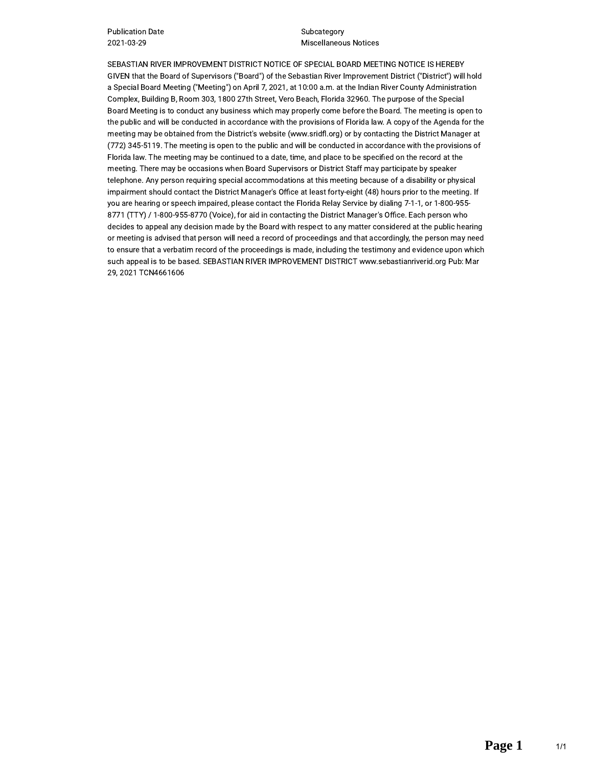| Publication Date | Subcategory |
| --- | --- |
| 2021-03-29 | Miscellaneous Notices |

SEBASTIAN RIVER IMPROVEMENT DISTRICT NOTICE OF SPECIAL BOARD MEETING NOTICE IS HEREBY GIVEN that the Board of Supervisors ("Board") of the Sebastian River Improvement District ("District") will hold a Special Board Meeting ("Meeting") on April 7, 2021, at 10:00 a.m. at the Indian River County Administration Complex, Building B, Room 303, 1800 27th Street, Vero Beach, Florida 32960. The purpose of the Special Board Meeting is to conduct any business which may properly come before the Board. The meeting is open to the public and will be conducted in accordance with the provisions of Florida law. A copy of the Agenda for the meeting may be obtained from the District's website (www.sridfl.org) or by contacting the District Manager at (772) 345-5119. The meeting is open to the public and will be conducted in accordance with the provisions of Florida law. The meeting may be continued to a date, time, and place to be specified on the record at the meeting. There may be occasions when Board Supervisors or District Staff may participate by speaker telephone. Any person requiring special accommodations at this meeting because of a disability or physical impairment should contact the District Manager's Office at least forty-eight (48) hours prior to the meeting. If you are hearing or speech impaired, please contact the Florida Relay Service by dialing 7-1-1, or 1-800-955-8771 (TTY) / 1-800-955-8770 (Voice), for aid in contacting the District Manager's Office. Each person who decides to appeal any decision made by the Board with respect to any matter considered at the public hearing or meeting is advised that person will need a record of proceedings and that accordingly, the person may need to ensure that a verbatim record of the proceedings is made, including the testimony and evidence upon which such appeal is to be based. SEBASTIAN RIVER IMPROVEMENT DISTRICT www.sebastianriverid.org Pub: Mar 29, 2021 TCN4661606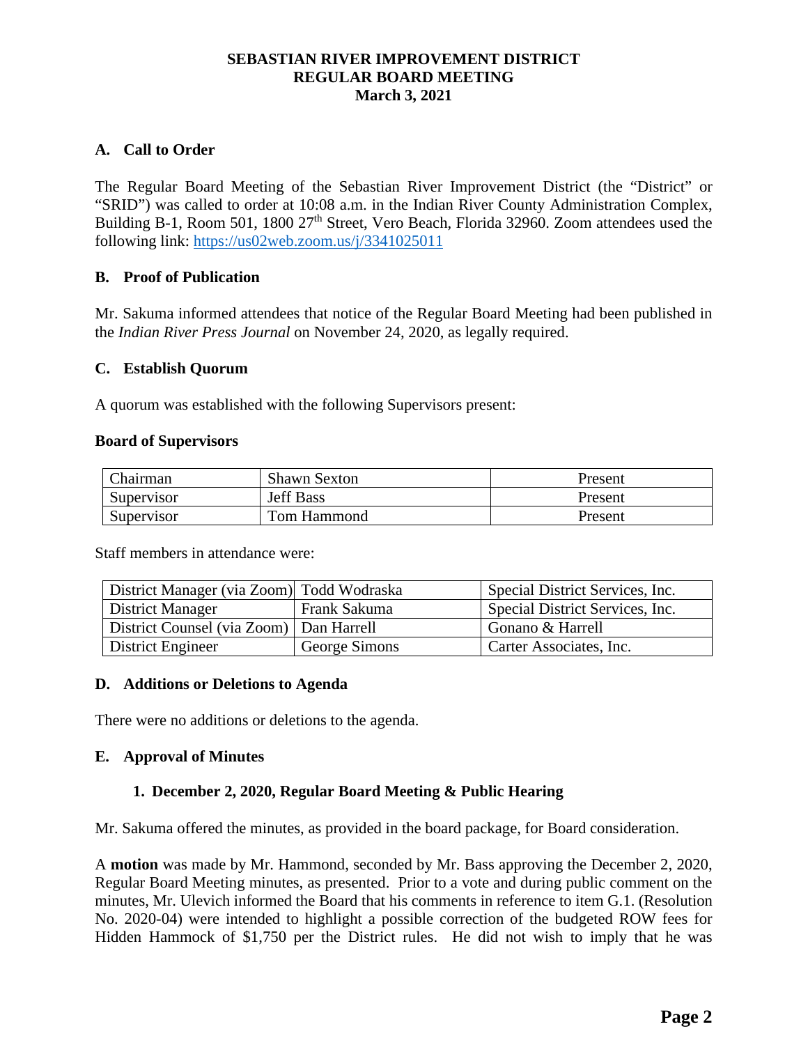# SEBASTIAN RIVER IMPROVEMENT DISTRICT
# REGULAR BOARD MEETING
# March 3, 2021

## A. Call to Order

The Regular Board Meeting of the Sebastian River Improvement District (the "District" or "SRID") was called to order at 10:08 a.m. in the Indian River County Administration Complex, Building B-1, Room 501, 1800 27th Street, Vero Beach, Florida 32960. Zoom attendees used the following link: https://us02web.zoom.us/j/3341025011

## B. Proof of Publication

Mr. Sakuma informed attendees that notice of the Regular Board Meeting had been published in the *Indian River Press Journal* on November 24, 2020, as legally required.

## C. Establish Quorum

A quorum was established with the following Supervisors present:

**Board of Supervisors**

| | | |
|---|---|---|
| Chairman | Shawn Sexton | Present |
| Supervisor | Jeff Bass | Present |
| Supervisor | Tom Hammond | Present |

Staff members in attendance were:

| | | |
|---|---|---|
| District Manager (via Zoom) | Todd Wodraska | Special District Services, Inc. |
| District Manager | Frank Sakuma | Special District Services, Inc. |
| District Counsel (via Zoom) | Dan Harrell | Gonano & Harrell |
| District Engineer | George Simons | Carter Associates, Inc. |

## D. Additions or Deletions to Agenda

There were no additions or deletions to the agenda.

## E. Approval of Minutes

### 1. December 2, 2020, Regular Board Meeting & Public Hearing

Mr. Sakuma offered the minutes, as provided in the board package, for Board consideration.

A **motion** was made by Mr. Hammond, seconded by Mr. Bass approving the December 2, 2020, Regular Board Meeting minutes, as presented. Prior to a vote and during public comment on the minutes, Mr. Ulevich informed the Board that his comments in reference to item G.1. (Resolution No. 2020-04) were intended to highlight a possible correction of the budgeted ROW fees for Hidden Hammock of $1,750 per the District rules. He did not wish to imply that he was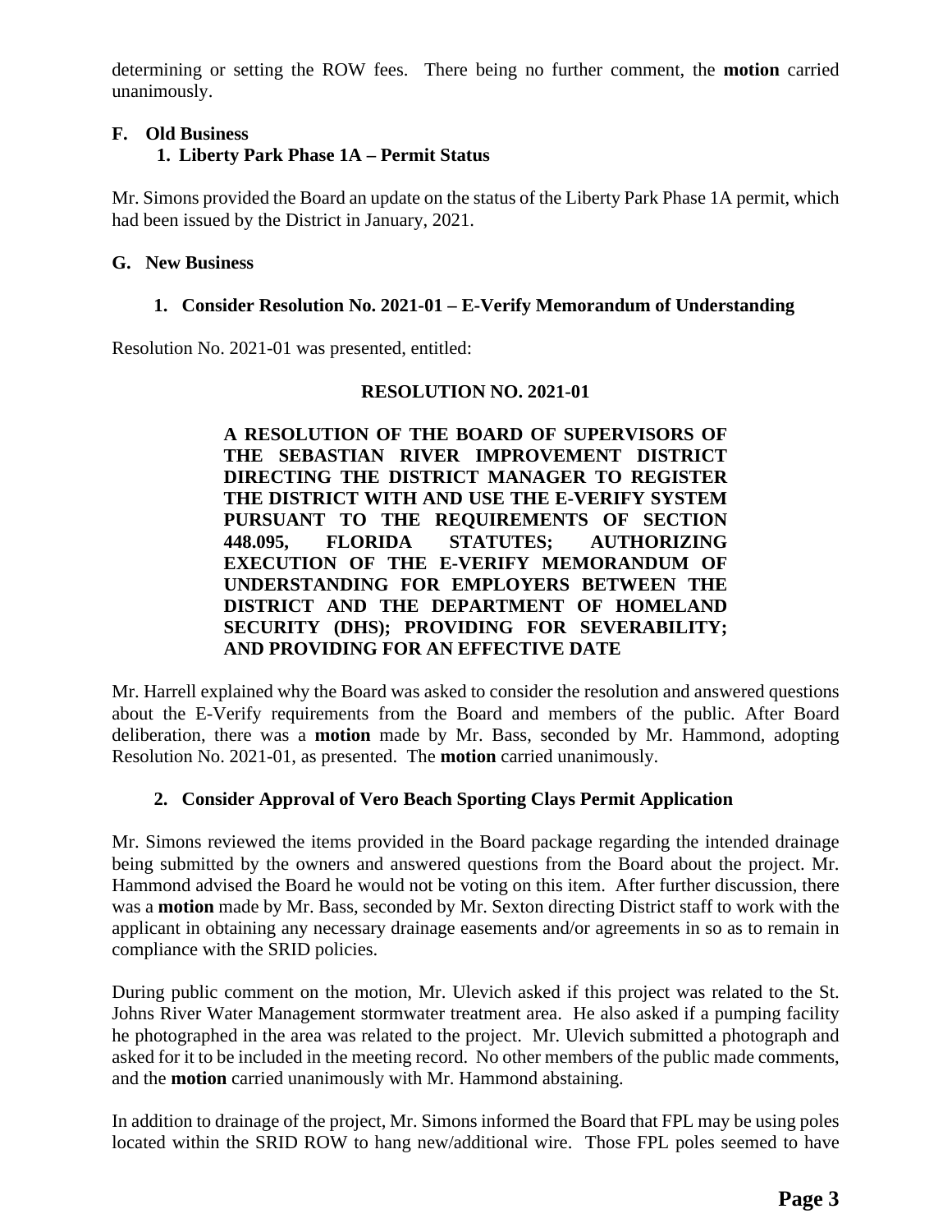determining or setting the ROW fees. There being no further comment, the **motion** carried unanimously.

## F. Old Business

### 1. Liberty Park Phase 1A – Permit Status

Mr. Simons provided the Board an update on the status of the Liberty Park Phase 1A permit, which had been issued by the District in January, 2021.

## G. New Business

### 1. Consider Resolution No. 2021-01 – E-Verify Memorandum of Understanding

Resolution No. 2021-01 was presented, entitled:

**RESOLUTION NO. 2021-01**

**A RESOLUTION OF THE BOARD OF SUPERVISORS OF THE SEBASTIAN RIVER IMPROVEMENT DISTRICT DIRECTING THE DISTRICT MANAGER TO REGISTER THE DISTRICT WITH AND USE THE E-VERIFY SYSTEM PURSUANT TO THE REQUIREMENTS OF SECTION 448.095, FLORIDA STATUTES; AUTHORIZING EXECUTION OF THE E-VERIFY MEMORANDUM OF UNDERSTANDING FOR EMPLOYERS BETWEEN THE DISTRICT AND THE DEPARTMENT OF HOMELAND SECURITY (DHS); PROVIDING FOR SEVERABILITY; AND PROVIDING FOR AN EFFECTIVE DATE**

Mr. Harrell explained why the Board was asked to consider the resolution and answered questions about the E-Verify requirements from the Board and members of the public. After Board deliberation, there was a **motion** made by Mr. Bass, seconded by Mr. Hammond, adopting Resolution No. 2021-01, as presented. The **motion** carried unanimously.

### 2. Consider Approval of Vero Beach Sporting Clays Permit Application

Mr. Simons reviewed the items provided in the Board package regarding the intended drainage being submitted by the owners and answered questions from the Board about the project. Mr. Hammond advised the Board he would not be voting on this item. After further discussion, there was a **motion** made by Mr. Bass, seconded by Mr. Sexton directing District staff to work with the applicant in obtaining any necessary drainage easements and/or agreements in so as to remain in compliance with the SRID policies.

During public comment on the motion, Mr. Ulevich asked if this project was related to the St. Johns River Water Management stormwater treatment area. He also asked if a pumping facility he photographed in the area was related to the project. Mr. Ulevich submitted a photograph and asked for it to be included in the meeting record. No other members of the public made comments, and the **motion** carried unanimously with Mr. Hammond abstaining.

In addition to drainage of the project, Mr. Simons informed the Board that FPL may be using poles located within the SRID ROW to hang new/additional wire. Those FPL poles seemed to have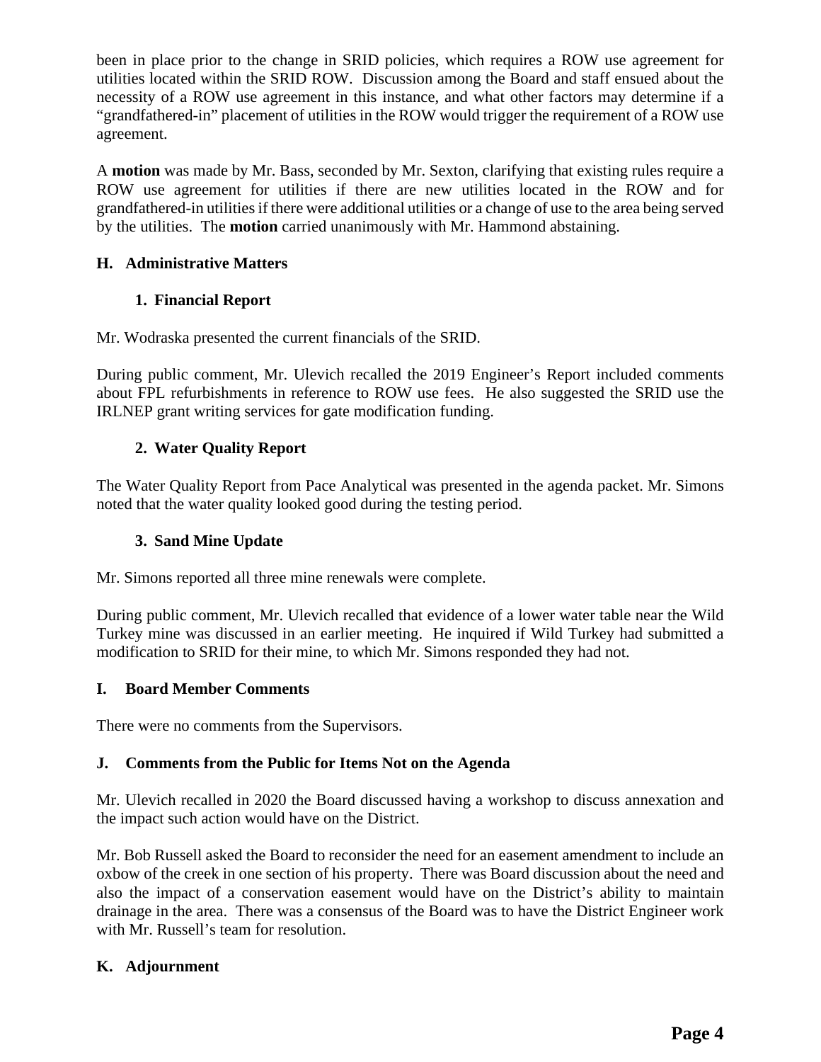been in place prior to the change in SRID policies, which requires a ROW use agreement for utilities located within the SRID ROW. Discussion among the Board and staff ensued about the necessity of a ROW use agreement in this instance, and what other factors may determine if a "grandfathered-in" placement of utilities in the ROW would trigger the requirement of a ROW use agreement.

A **motion** was made by Mr. Bass, seconded by Mr. Sexton, clarifying that existing rules require a ROW use agreement for utilities if there are new utilities located in the ROW and for grandfathered-in utilities if there were additional utilities or a change of use to the area being served by the utilities. The **motion** carried unanimously with Mr. Hammond abstaining.

## H. Administrative Matters

### 1. Financial Report

Mr. Wodraska presented the current financials of the SRID.

During public comment, Mr. Ulevich recalled the 2019 Engineer's Report included comments about FPL refurbishments in reference to ROW use fees. He also suggested the SRID use the IRLNEP grant writing services for gate modification funding.

### 2. Water Quality Report

The Water Quality Report from Pace Analytical was presented in the agenda packet. Mr. Simons noted that the water quality looked good during the testing period.

### 3. Sand Mine Update

Mr. Simons reported all three mine renewals were complete.

During public comment, Mr. Ulevich recalled that evidence of a lower water table near the Wild Turkey mine was discussed in an earlier meeting. He inquired if Wild Turkey had submitted a modification to SRID for their mine, to which Mr. Simons responded they had not.

## I. Board Member Comments

There were no comments from the Supervisors.

## J. Comments from the Public for Items Not on the Agenda

Mr. Ulevich recalled in 2020 the Board discussed having a workshop to discuss annexation and the impact such action would have on the District.

Mr. Bob Russell asked the Board to reconsider the need for an easement amendment to include an oxbow of the creek in one section of his property. There was Board discussion about the need and also the impact of a conservation easement would have on the District's ability to maintain drainage in the area. There was a consensus of the Board was to have the District Engineer work with Mr. Russell's team for resolution.

## K. Adjournment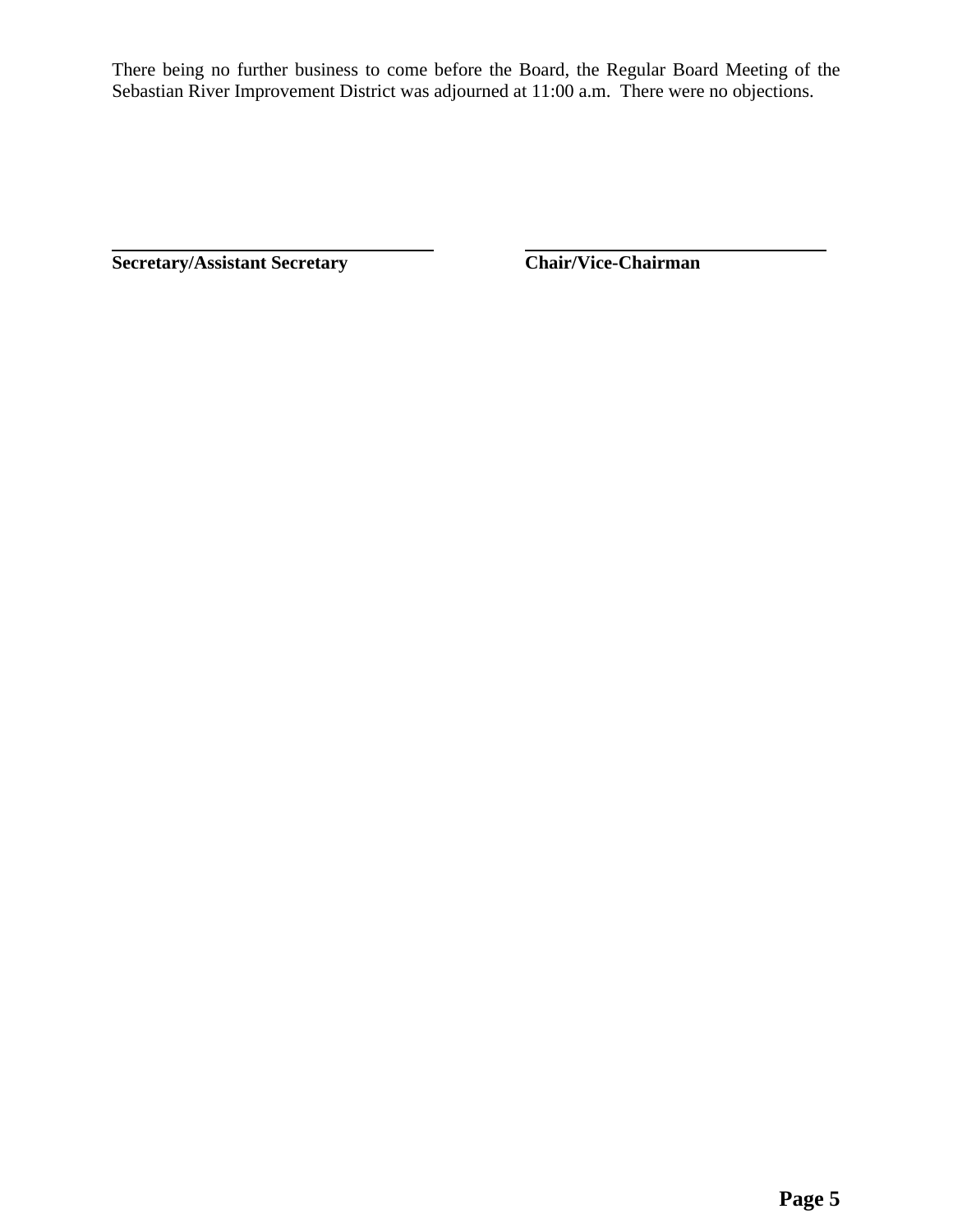There being no further business to come before the Board, the Regular Board Meeting of the Sebastian River Improvement District was adjourned at 11:00 a.m. There were no objections.

\_\_\_\_\_\_\_\_\_\_\_\_\_\_\_\_\_\_\_\_\_\_\_\_\_\_\_\_\_\_\_\_\_\_ \_\_\_\_\_\_\_\_\_\_\_\_\_\_\_\_\_\_\_\_\_\_\_\_\_\_\_\_\_\_\_\_\_\_

**Secretary/Assistant Secretary** **Chair/Vice-Chairman**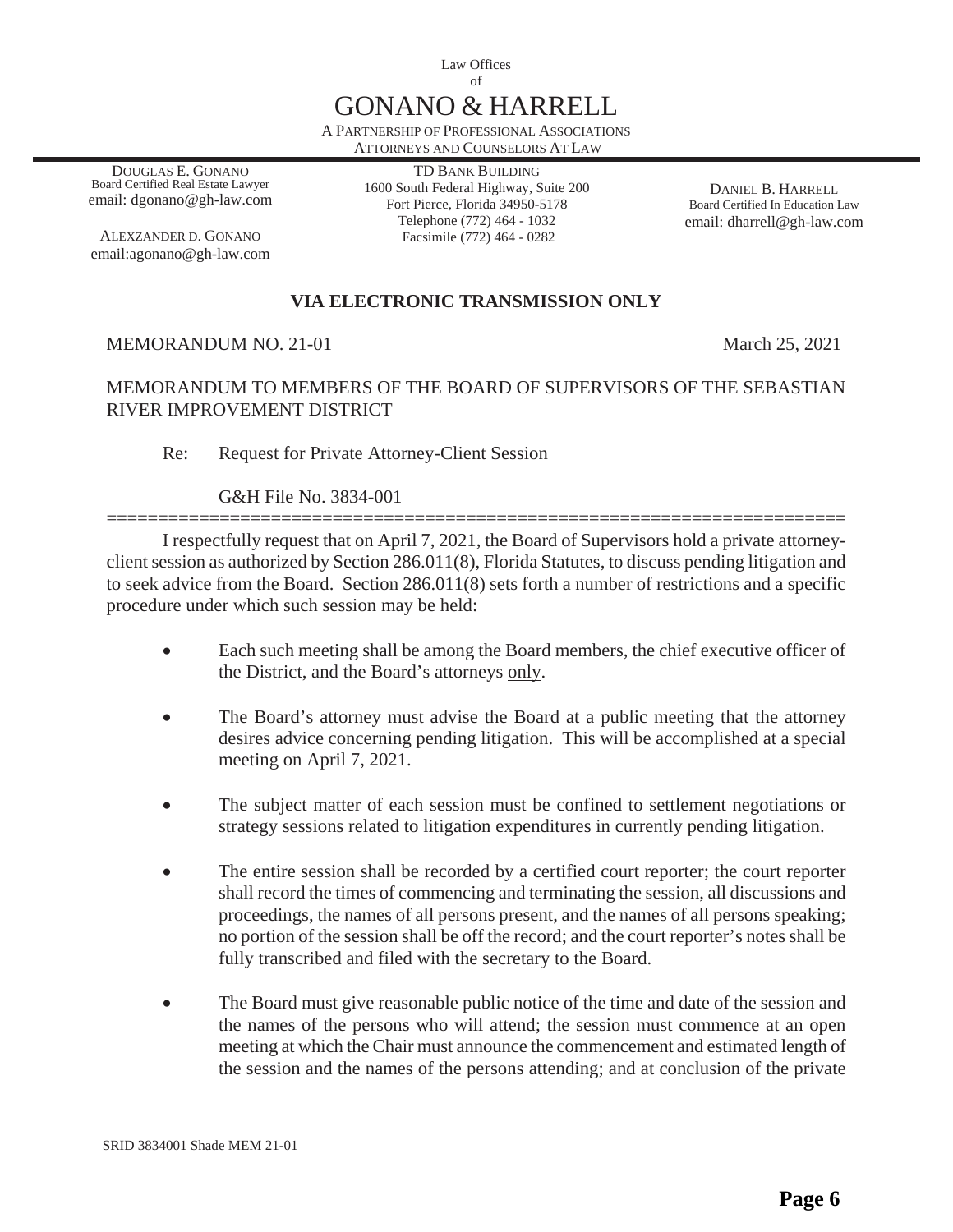Law Offices
of

# GONANO & HARRELL

A PARTNERSHIP OF PROFESSIONAL ASSOCIATIONS
ATTORNEYS AND COUNSELORS AT LAW

DOUGLAS E. GONANO
Board Certified Real Estate Lawyer
email: dgonano@gh-law.com

ALEXZANDER D. GONANO
email:agonano@gh-law.com

TD BANK BUILDING
1600 South Federal Highway, Suite 200
Fort Pierce, Florida 34950-5178
Telephone (772) 464 - 1032
Facsimile (772) 464 - 0282

DANIEL B. HARRELL
Board Certified In Education Law
email: dharrell@gh-law.com

**VIA ELECTRONIC TRANSMISSION ONLY**

MEMORANDUM NO. 21-01 March 25, 2021

MEMORANDUM TO MEMBERS OF THE BOARD OF SUPERVISORS OF THE SEBASTIAN RIVER IMPROVEMENT DISTRICT

Re: Request for Private Attorney-Client Session

G&H File No. 3834-001

I respectfully request that on April 7, 2021, the Board of Supervisors hold a private attorney-client session as authorized by Section 286.011(8), Florida Statutes, to discuss pending litigation and to seek advice from the Board. Section 286.011(8) sets forth a number of restrictions and a specific procedure under which such session may be held:

- Each such meeting shall be among the Board members, the chief executive officer of the District, and the Board's attorneys <u>only</u>.
- The Board's attorney must advise the Board at a public meeting that the attorney desires advice concerning pending litigation. This will be accomplished at a special meeting on April 7, 2021.
- The subject matter of each session must be confined to settlement negotiations or strategy sessions related to litigation expenditures in currently pending litigation.
- The entire session shall be recorded by a certified court reporter; the court reporter shall record the times of commencing and terminating the session, all discussions and proceedings, the names of all persons present, and the names of all persons speaking; no portion of the session shall be off the record; and the court reporter's notes shall be fully transcribed and filed with the secretary to the Board.
- The Board must give reasonable public notice of the time and date of the session and the names of the persons who will attend; the session must commence at an open meeting at which the Chair must announce the commencement and estimated length of the session and the names of the persons attending; and at conclusion of the private

SRID 3834001 Shade MEM 21-01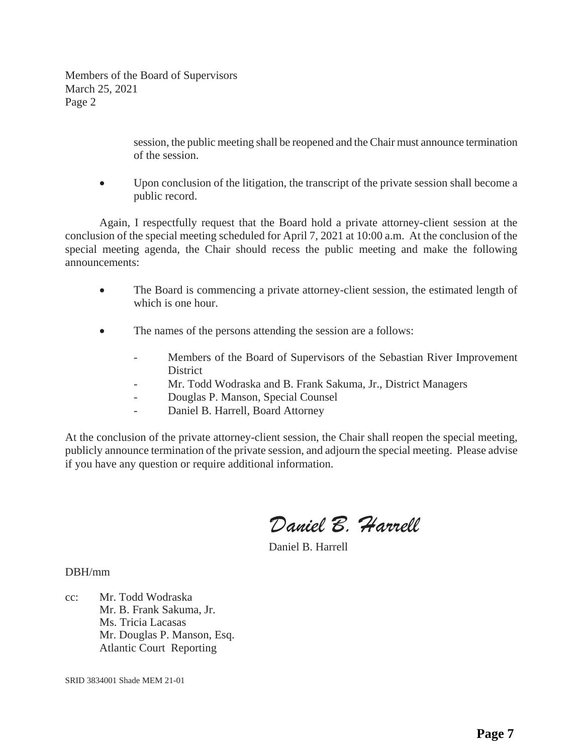Members of the Board of Supervisors
March 25, 2021
Page 2

session, the public meeting shall be reopened and the Chair must announce termination of the session.

- Upon conclusion of the litigation, the transcript of the private session shall become a public record.

Again, I respectfully request that the Board hold a private attorney-client session at the conclusion of the special meeting scheduled for April 7, 2021 at 10:00 a.m. At the conclusion of the special meeting agenda, the Chair should recess the public meeting and make the following announcements:

- The Board is commencing a private attorney-client session, the estimated length of which is one hour.

- The names of the persons attending the session are a follows:

  - Members of the Board of Supervisors of the Sebastian River Improvement District
  - Mr. Todd Wodraska and B. Frank Sakuma, Jr., District Managers
  - Douglas P. Manson, Special Counsel
  - Daniel B. Harrell, Board Attorney

At the conclusion of the private attorney-client session, the Chair shall reopen the special meeting, publicly announce termination of the private session, and adjourn the special meeting. Please advise if you have any question or require additional information.

*Daniel B. Harrell*

Daniel B. Harrell

DBH/mm

cc: Mr. Todd Wodraska
Mr. B. Frank Sakuma, Jr.
Ms. Tricia Lacasas
Mr. Douglas P. Manson, Esq.
Atlantic Court Reporting

SRID 3834001 Shade MEM 21-01